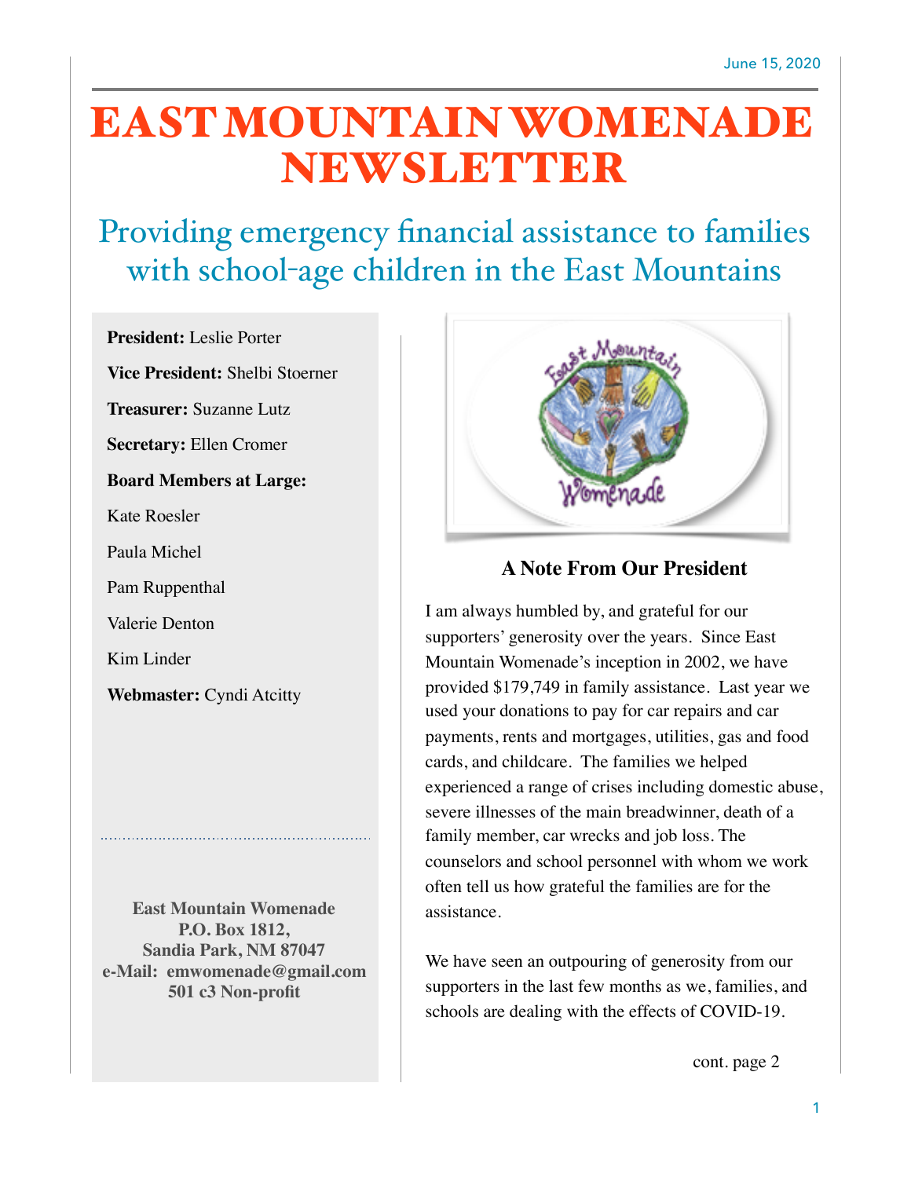June 15, 2020

# EAST MOUNTAIN WOMENADE NEWSLETTER

## Providing emergency financial assistance to families with school-age children in the East Mountains

**President:** Leslie Porter

**Vice President:** Shelbi Stoerner

**Treasurer:** Suzanne Lutz

**Secretary:** Ellen Cromer

**Board Members at Large:**

Kate Roesler

Paula Michel

Pam Ruppenthal

Valerie Denton

Kim Linder

**Webmaster:** Cyndi Atcitty

**East Mountain Womenade**
**P.O. Box 1812,**
**Sandia Park, NM 87047**
**e-Mail: emwomenade@gmail.com**
**501 c3 Non-profit**

### A Note From Our President

I am always humbled by, and grateful for our supporters' generosity over the years. Since East Mountain Womenade's inception in 2002, we have provided $179,749 in family assistance. Last year we used your donations to pay for car repairs and car payments, rents and mortgages, utilities, gas and food cards, and childcare. The families we helped experienced a range of crises including domestic abuse, severe illnesses of the main breadwinner, death of a family member, car wrecks and job loss. The counselors and school personnel with whom we work often tell us how grateful the families are for the assistance.

We have seen an outpouring of generosity from our supporters in the last few months as we, families, and schools are dealing with the effects of COVID-19.

cont. page 2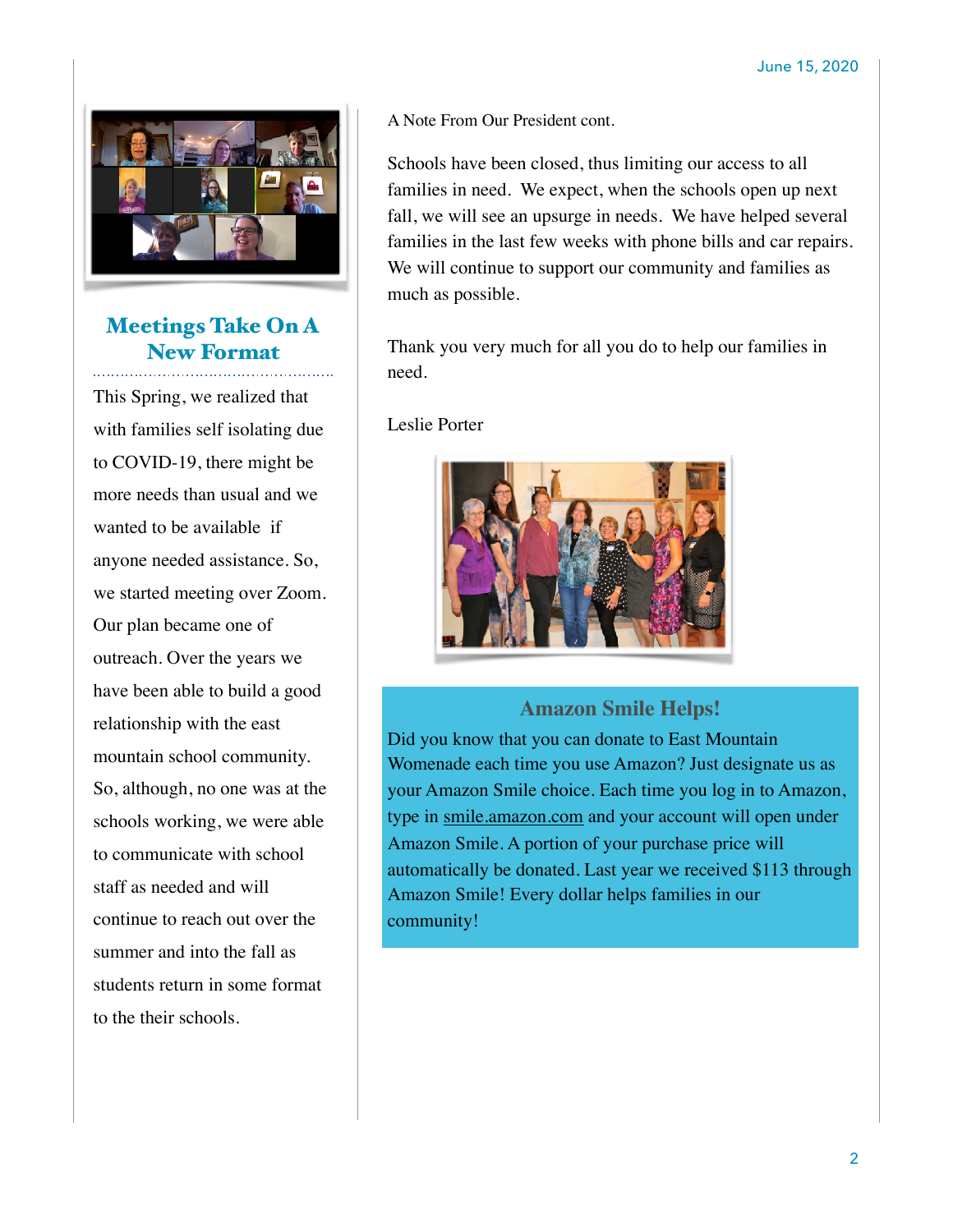## Meetings Take On A New Format

This Spring, we realized that with families self isolating due to COVID-19, there might be more needs than usual and we wanted to be available if anyone needed assistance. So, we started meeting over Zoom. Our plan became one of outreach. Over the years we have been able to build a good relationship with the east mountain school community. So, although, no one was at the schools working, we were able to communicate with school staff as needed and will continue to reach out over the summer and into the fall as students return in some format to the their schools.

A Note From Our President cont.

Schools have been closed, thus limiting our access to all families in need. We expect, when the schools open up next fall, we will see an upsurge in needs. We have helped several families in the last few weeks with phone bills and car repairs. We will continue to support our community and families as much as possible.

Thank you very much for all you do to help our families in need.

Leslie Porter

## Amazon Smile Helps!

Did you know that you can donate to East Mountain Womenade each time you use Amazon? Just designate us as your Amazon Smile choice. Each time you log in to Amazon, type in smile.amazon.com and your account will open under Amazon Smile. A portion of your purchase price will automatically be donated. Last year we received $113 through Amazon Smile! Every dollar helps families in our community!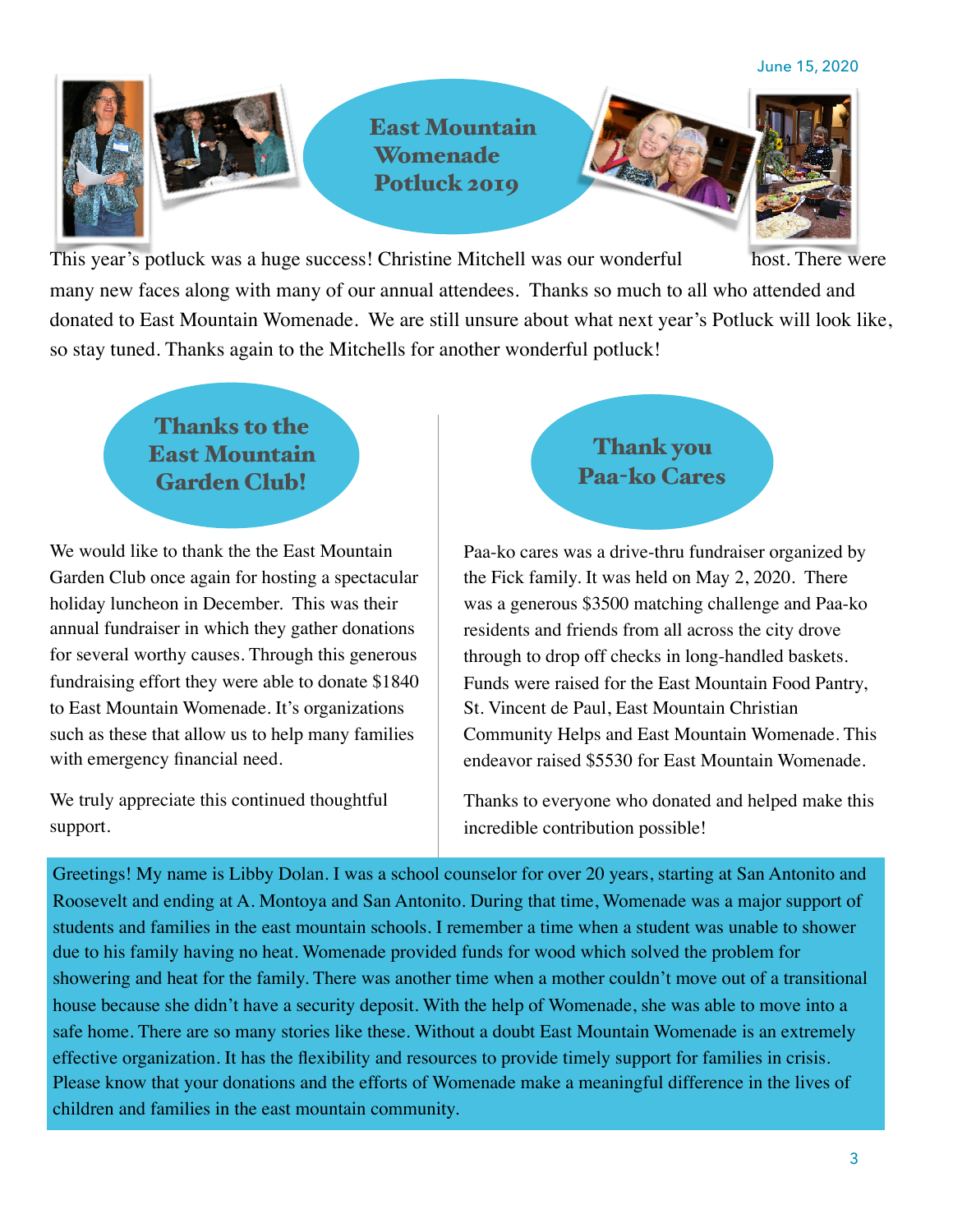June 15, 2020

# East Mountain Womenade Potluck 2019

This year's potluck was a huge success! Christine Mitchell was our wonderful host. There were many new faces along with many of our annual attendees. Thanks so much to all who attended and donated to East Mountain Womenade. We are still unsure about what next year's Potluck will look like, so stay tuned. Thanks again to the Mitchells for another wonderful potluck!

## Thanks to the East Mountain Garden Club!

We would like to thank the the East Mountain Garden Club once again for hosting a spectacular holiday luncheon in December. This was their annual fundraiser in which they gather donations for several worthy causes. Through this generous fundraising effort they were able to donate $1840 to East Mountain Womenade. It's organizations such as these that allow us to help many families with emergency financial need.

We truly appreciate this continued thoughtful support.

## Thank you Paa-ko Cares

Paa-ko cares was a drive-thru fundraiser organized by the Fick family. It was held on May 2, 2020. There was a generous $3500 matching challenge and Paa-ko residents and friends from all across the city drove through to drop off checks in long-handled baskets. Funds were raised for the East Mountain Food Pantry, St. Vincent de Paul, East Mountain Christian Community Helps and East Mountain Womenade. This endeavor raised $5530 for East Mountain Womenade.

Thanks to everyone who donated and helped make this incredible contribution possible!

Greetings! My name is Libby Dolan. I was a school counselor for over 20 years, starting at San Antonito and Roosevelt and ending at A. Montoya and San Antonito. During that time, Womenade was a major support of students and families in the east mountain schools. I remember a time when a student was unable to shower due to his family having no heat. Womenade provided funds for wood which solved the problem for showering and heat for the family. There was another time when a mother couldn't move out of a transitional house because she didn't have a security deposit. With the help of Womenade, she was able to move into a safe home. There are so many stories like these. Without a doubt East Mountain Womenade is an extremely effective organization. It has the flexibility and resources to provide timely support for families in crisis. Please know that your donations and the efforts of Womenade make a meaningful difference in the lives of children and families in the east mountain community.